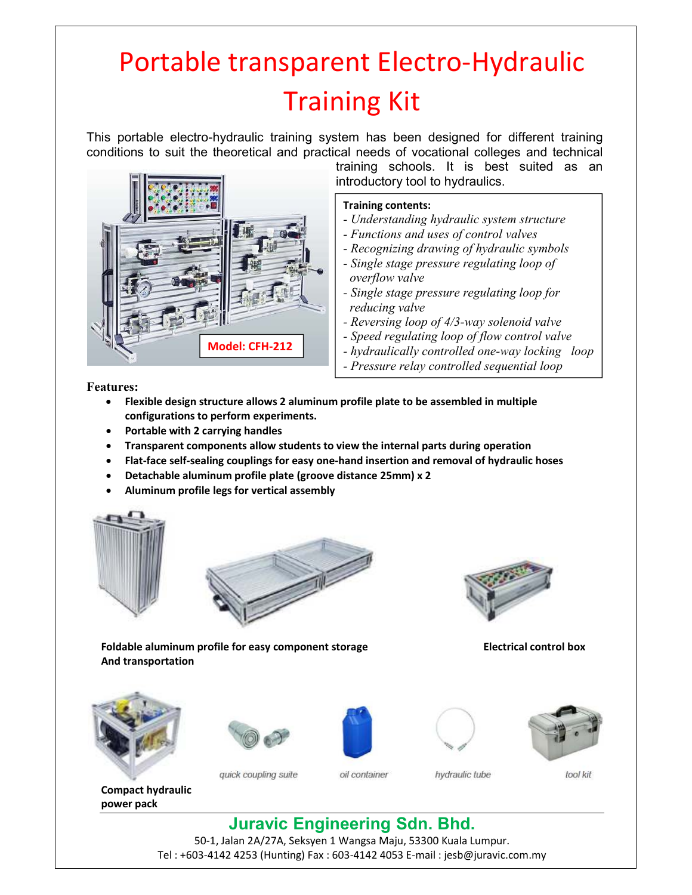# Portable transparent Electro-Hydraulic Training Kit

This portable electro-hydraulic training system has been designed for different training conditions to suit the theoretical and practical needs of vocational colleges and technical training schools. It is best suited as an introductory tool to hydraulics.

**Model: CFH-212**

**Training contents:**

- *Understanding hydraulic system structure*
- *Functions and uses of control valves*
- *Recognizing drawing of hydraulic symbols*
- *Single stage pressure regulating loop of overflow valve*
- *Single stage pressure regulating loop for reducing valve*
- *Reversing loop of 4/3-way solenoid valve*
- *Speed regulating loop of flow control valve*
- *hydraulically controlled one-way locking loop*
- *Pressure relay controlled sequential loop*

**Features:**

- **Flexible design structure allows 2 aluminum profile plate to be assembled in multiple configurations to perform experiments.**
- **Portable with 2 carrying handles**
- **Transparent components allow students to view the internal parts during operation**
- **Flat-face self-sealing couplings for easy one-hand insertion and removal of hydraulic hoses**
- **Detachable aluminum profile plate (groove distance 25mm) x 2**
- **Aluminum profile legs for vertical assembly**

**Foldable aluminum profile for easy component storage And transportation**

**Electrical control box**

**Compact hydraulic power pack**

*quick coupling suite*

*oil container*

*hydraulic tube*

*tool kit*

**Juravic Engineering Sdn. Bhd.**

50-1, Jalan 2A/27A, Seksyen 1 Wangsa Maju, 53300 Kuala Lumpur.
Tel : +603-4142 4253 (Hunting) Fax : 603-4142 4053 E-mail : jesb@juravic.com.my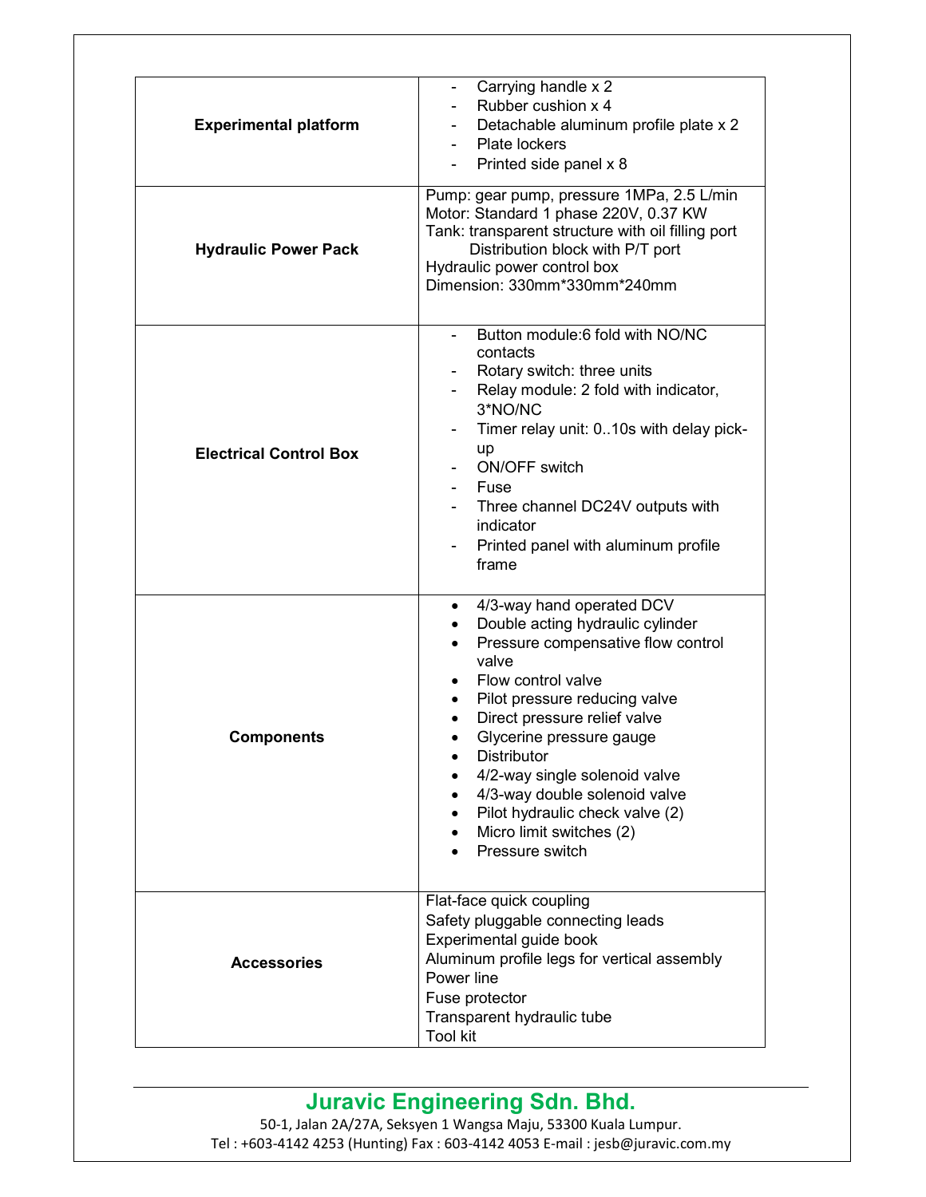| | |
|---|---|
| **Experimental platform** | - Carrying handle x 2<br>- Rubber cushion x 4<br>- Detachable aluminum profile plate x 2<br>- Plate lockers<br>- Printed side panel x 8 |
| **Hydraulic Power Pack** | Pump: gear pump, pressure 1MPa, 2.5 L/min<br>Motor: Standard 1 phase 220V, 0.37 KW<br>Tank: transparent structure with oil filling port<br>Distribution block with P/T port<br>Hydraulic power control box<br>Dimension: 330mm*330mm*240mm |
| **Electrical Control Box** | - Button module:6 fold with NO/NC contacts<br>- Rotary switch: three units<br>- Relay module: 2 fold with indicator, 3*NO/NC<br>- Timer relay unit: 0..10s with delay pick-up<br>- ON/OFF switch<br>- Fuse<br>- Three channel DC24V outputs with indicator<br>- Printed panel with aluminum profile frame |
| **Components** | • 4/3-way hand operated DCV<br>• Double acting hydraulic cylinder<br>• Pressure compensative flow control valve<br>• Flow control valve<br>• Pilot pressure reducing valve<br>• Direct pressure relief valve<br>• Glycerine pressure gauge<br>• Distributor<br>• 4/2-way single solenoid valve<br>• 4/3-way double solenoid valve<br>• Pilot hydraulic check valve (2)<br>• Micro limit switches (2)<br>• Pressure switch |
| **Accessories** | Flat-face quick coupling<br>Safety pluggable connecting leads<br>Experimental guide book<br>Aluminum profile legs for vertical assembly<br>Power line<br>Fuse protector<br>Transparent hydraulic tube<br>Tool kit |

**Juravic Engineering Sdn. Bhd.**

50-1, Jalan 2A/27A, Seksyen 1 Wangsa Maju, 53300 Kuala Lumpur.

Tel : +603-4142 4253 (Hunting) Fax : 603-4142 4053 E-mail : jesb@juravic.com.my